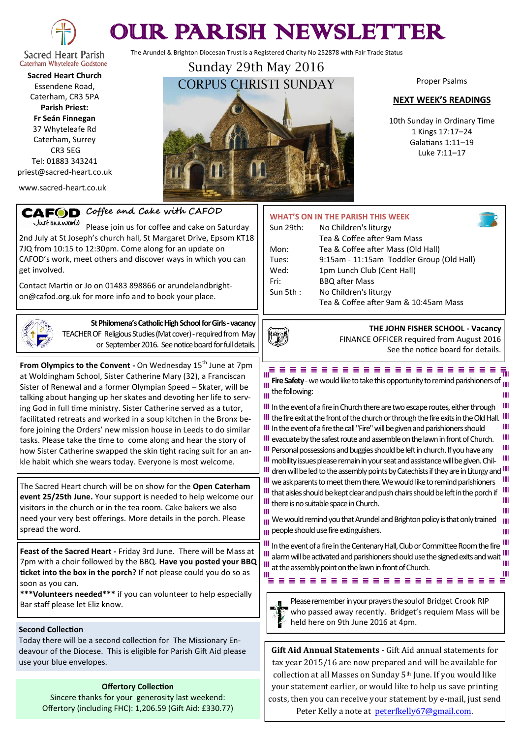# OUR PARISH NEWSLETTER

The Arundel & Brighton Diocesan Trust is a Registered Charity No 252878 with Fair Trade Status

Sacred Heart Parish
Caterham Whyteleafe Godstone

**Sacred Heart Church**
Essendene Road,
Caterham, CR3 5PA
**Parish Priest:**
**Fr Seán Finnegan**
37 Whyteleafe Rd
Caterham, Surrey
CR3 5EG
Tel: 01883 343241
priest@sacred-heart.co.uk

www.sacred-heart.co.uk

## Sunday 29th May 2016
## CORPUS CHRISTI SUNDAY

Proper Psalms

### NEXT WEEK'S READINGS

10th Sunday in Ordinary Time
1 Kings 17:17–24
Galatians 1:11–19
Luke 7:11–17

### CAFOD — *Coffee and Cake with CAFOD*

Please join us for coffee and cake on Saturday 2nd July at St Joseph's church hall, St Margaret Drive, Epsom KT18 7JQ from 10:15 to 12:30pm. Come along for an update on CAFOD's work, meet others and discover ways in which you can get involved.

Contact Martin or Jo on 01483 898866 or arundelandbrighton@cafod.org.uk for more info and to book your place.

### WHAT'S ON IN THE PARISH THIS WEEK

| | |
|---|---|
| Sun 29th: | No Children's liturgy |
| | Tea & Coffee after 9am Mass |
| Mon: | Tea & Coffee after Mass (Old Hall) |
| Tues: | 9:15am - 11:15am Toddler Group (Old Hall) |
| Wed: | 1pm Lunch Club (Cent Hall) |
| Fri: | BBQ after Mass |
| Sun 5th : | No Children's liturgy |
| | Tea & Coffee after 9am & 10:45am Mass |

**St Philomena's Catholic High School for Girls - vacancy**
TEACHER OF Religious Studies (Mat cover) - required from May or September 2016. See notice board for full details.

**THE JOHN FISHER SCHOOL - Vacancy**
FINANCE OFFICER required from August 2016
See the notice board for details.

**From Olympics to the Convent -** On Wednesday 15th June at 7pm at Woldingham School, Sister Catherine Mary (32), a Franciscan Sister of Renewal and a former Olympian Speed – Skater, will be talking about hanging up her skates and devoting her life to serving God in full time ministry. Sister Catherine served as a tutor, facilitated retreats and worked in a soup kitchen in the Bronx before joining the Orders' new mission house in Leeds to do similar tasks. Please take the time to come along and hear the story of how Sister Catherine swapped the skin tight racing suit for an ankle habit which she wears today. Everyone is most welcome.

**Fire Safety** - we would like to take this opportunity to remind parishioners of the following:

In the event of a fire in Church there are two escape routes, either through the fire exit at the front of the church or through the fire exits in the Old Hall. In the event of a fire the call "Fire" will be given and parishioners should evacuate by the safest route and assemble on the lawn in front of Church. Personal possessions and buggies should be left in church. If you have any mobility issues please remain in your seat and assistance will be given. Children will be led to the assembly points by Catechists if they are in Liturgy and we ask parents to meet them there. We would like to remind parishioners that aisles should be kept clear and push chairs should be left in the porch if there is no suitable space in Church.

We would remind you that Arundel and Brighton policy is that only trained people should use fire extinguishers.

In the event of a fire in the Centenary Hall, Club or Committee Room the fire alarm will be activated and parishioners should use the signed exits and wait at the assembly point on the lawn in front of Church.

The Sacred Heart church will be on show for the **Open Caterham event 25/25th June.** Your support is needed to help welcome our visitors in the church or in the tea room. Cake bakers we also need your very best offerings. More details in the porch. Please spread the word.

**Feast of the Sacred Heart -** Friday 3rd June. There will be Mass at 7pm with a choir followed by the BBQ. **Have you posted your BBQ ticket into the box in the porch?** If not please could you do so as soon as you can.
**\*\*\*Volunteers needed\*\*\*** if you can volunteer to help especially Bar staff please let Eliz know.

Please remember in your prayers the soul of Bridget Crook RIP who passed away recently. Bridget's requiem Mass will be held here on 9th June 2016 at 4pm.

### Second Collection

Today there will be a second collection for The Missionary Endeavour of the Diocese. This is eligible for Parish Gift Aid please use your blue envelopes.

**Gift Aid Annual Statements** - Gift Aid annual statements for tax year 2015/16 are now prepared and will be available for collection at all Masses on Sunday 5th June. If you would like your statement earlier, or would like to help us save printing costs, then you can receive your statement by e-mail, just send Peter Kelly a note at peterfkelly67@gmail.com.

### Offertory Collection

Sincere thanks for your generosity last weekend:
Offertory (including FHC): 1,206.59 (Gift Aid: £330.77)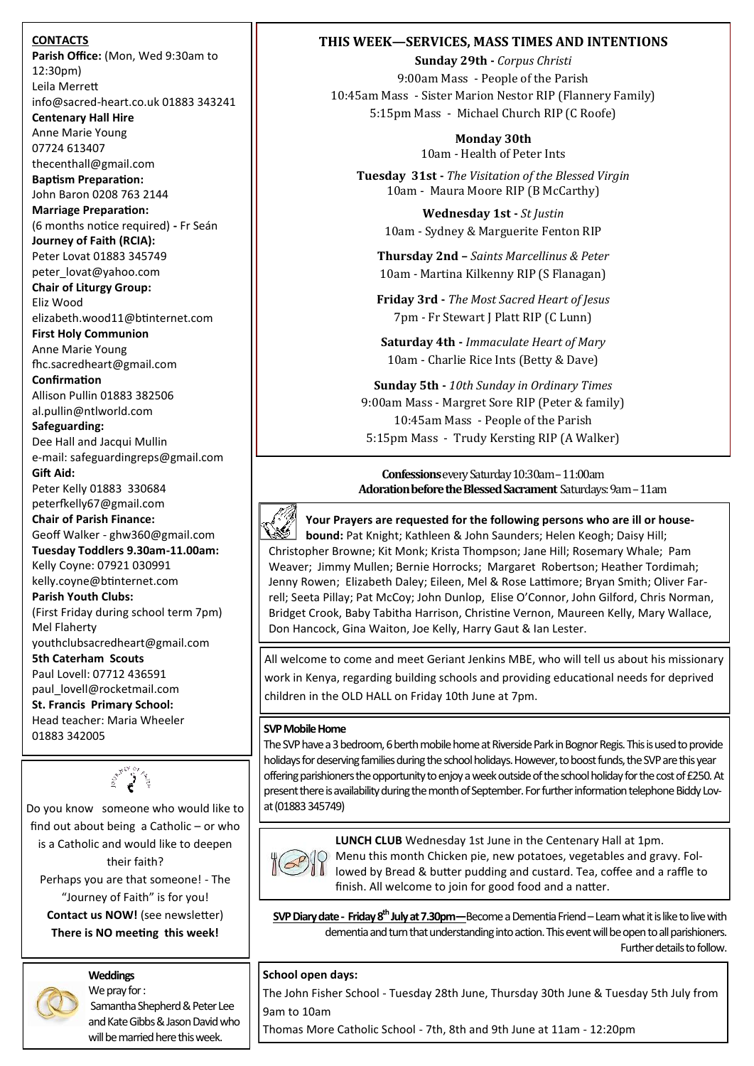## CONTACTS

**Parish Office:** (Mon, Wed 9:30am to 12:30pm)
Leila Merrett
info@sacred-heart.co.uk 01883 343241

**Centenary Hall Hire**
Anne Marie Young
07724 613407
thecenthall@gmail.com

**Baptism Preparation:**
John Baron 0208 763 2144

**Marriage Preparation:**
(6 months notice required) **-** Fr Seán

**Journey of Faith (RCIA):**
Peter Lovat 01883 345749
peter_lovat@yahoo.com

**Chair of Liturgy Group:**
Eliz Wood
elizabeth.wood11@btinternet.com

**First Holy Communion**
Anne Marie Young
fhc.sacredheart@gmail.com

**Confirmation**
Allison Pullin 01883 382506
al.pullin@ntlworld.com

**Safeguarding:**
Dee Hall and Jacqui Mullin
e-mail: safeguardingreps@gmail.com

**Gift Aid:**
Peter Kelly 01883 330684
peterfkelly67@gmail.com

**Chair of Parish Finance:**
Geoff Walker - ghw360@gmail.com

**Tuesday Toddlers 9.30am-11.00am:**
Kelly Coyne: 07921 030991
kelly.coyne@btinternet.com

**Parish Youth Clubs:**
(First Friday during school term 7pm)
Mel Flaherty
youthclubsacredheart@gmail.com

**5th Caterham Scouts**
Paul Lovell: 07712 436591
paul_lovell@rocketmail.com

**St. Francis Primary School:**
Head teacher: Maria Wheeler
01883 342005

Do you know someone who would like to find out about being a Catholic – or who is a Catholic and would like to deepen their faith?

Perhaps you are that someone! - The "Journey of Faith" is for you!

**Contact us NOW!** (see newsletter)

**There is NO meeting this week!**

**Weddings**

We pray for :
Samantha Shepherd & Peter Lee and Kate Gibbs & Jason David who will be married here this week.

## THIS WEEK—SERVICES, MASS TIMES AND INTENTIONS

**Sunday 29th -** *Corpus Christi*
9:00am Mass - People of the Parish
10:45am Mass - Sister Marion Nestor RIP (Flannery Family)
5:15pm Mass - Michael Church RIP (C Roofe)

**Monday 30th**
10am - Health of Peter Ints

**Tuesday 31st -** *The Visitation of the Blessed Virgin*
10am - Maura Moore RIP (B McCarthy)

**Wednesday 1st -** *St Justin*
10am - Sydney & Marguerite Fenton RIP

**Thursday 2nd –** *Saints Marcellinus & Peter*
10am - Martina Kilkenny RIP (S Flanagan)

**Friday 3rd -** *The Most Sacred Heart of Jesus*
7pm - Fr Stewart J Platt RIP (C Lunn)

**Saturday 4th -** *Immaculate Heart of Mary*
10am - Charlie Rice Ints (Betty & Dave)

**Sunday 5th -** *10th Sunday in Ordinary Times*
9:00am Mass - Margret Sore RIP (Peter & family)
10:45am Mass - People of the Parish
5:15pm Mass - Trudy Kersting RIP (A Walker)

**Confessions** every Saturday 10:30am – 11:00am
**Adoration before the Blessed Sacrament** Saturdays: 9am – 11am

**Your Prayers are requested for the following persons who are ill or housebound:** Pat Knight; Kathleen & John Saunders; Helen Keogh; Daisy Hill; Christopher Browne; Kit Monk; Krista Thompson; Jane Hill; Rosemary Whale; Pam Weaver; Jimmy Mullen; Bernie Horrocks; Margaret Robertson; Heather Tordimah; Jenny Rowen; Elizabeth Daley; Eileen, Mel & Rose Lattimore; Bryan Smith; Oliver Farrell; Seeta Pillay; Pat McCoy; John Dunlop, Elise O'Connor, John Gilford, Chris Norman, Bridget Crook, Baby Tabitha Harrison, Christine Vernon, Maureen Kelly, Mary Wallace, Don Hancock, Gina Waiton, Joe Kelly, Harry Gaut & Ian Lester.

All welcome to come and meet Geriant Jenkins MBE, who will tell us about his missionary work in Kenya, regarding building schools and providing educational needs for deprived children in the OLD HALL on Friday 10th June at 7pm.

**SVP Mobile Home**

The SVP have a 3 bedroom, 6 berth mobile home at Riverside Park in Bognor Regis. This is used to provide holidays for deserving families during the school holidays. However, to boost funds, the SVP are this year offering parishioners the opportunity to enjoy a week outside of the school holiday for the cost of £250. At present there is availability during the month of September. For further information telephone Biddy Lovat (01883 345749)

**LUNCH CLUB** Wednesday 1st June in the Centenary Hall at 1pm. Menu this month Chicken pie, new potatoes, vegetables and gravy. Followed by Bread & butter pudding and custard. Tea, coffee and a raffle to finish. All welcome to join for good food and a natter.

**SVP Diary date - Friday 8th July at 7.30pm—** Become a Dementia Friend – Learn what it is like to live with dementia and turn that understanding into action. This event will be open to all parishioners. Further details to follow.

**School open days:**

The John Fisher School - Tuesday 28th June, Thursday 30th June & Tuesday 5th July from 9am to 10am

Thomas More Catholic School - 7th, 8th and 9th June at 11am - 12:20pm